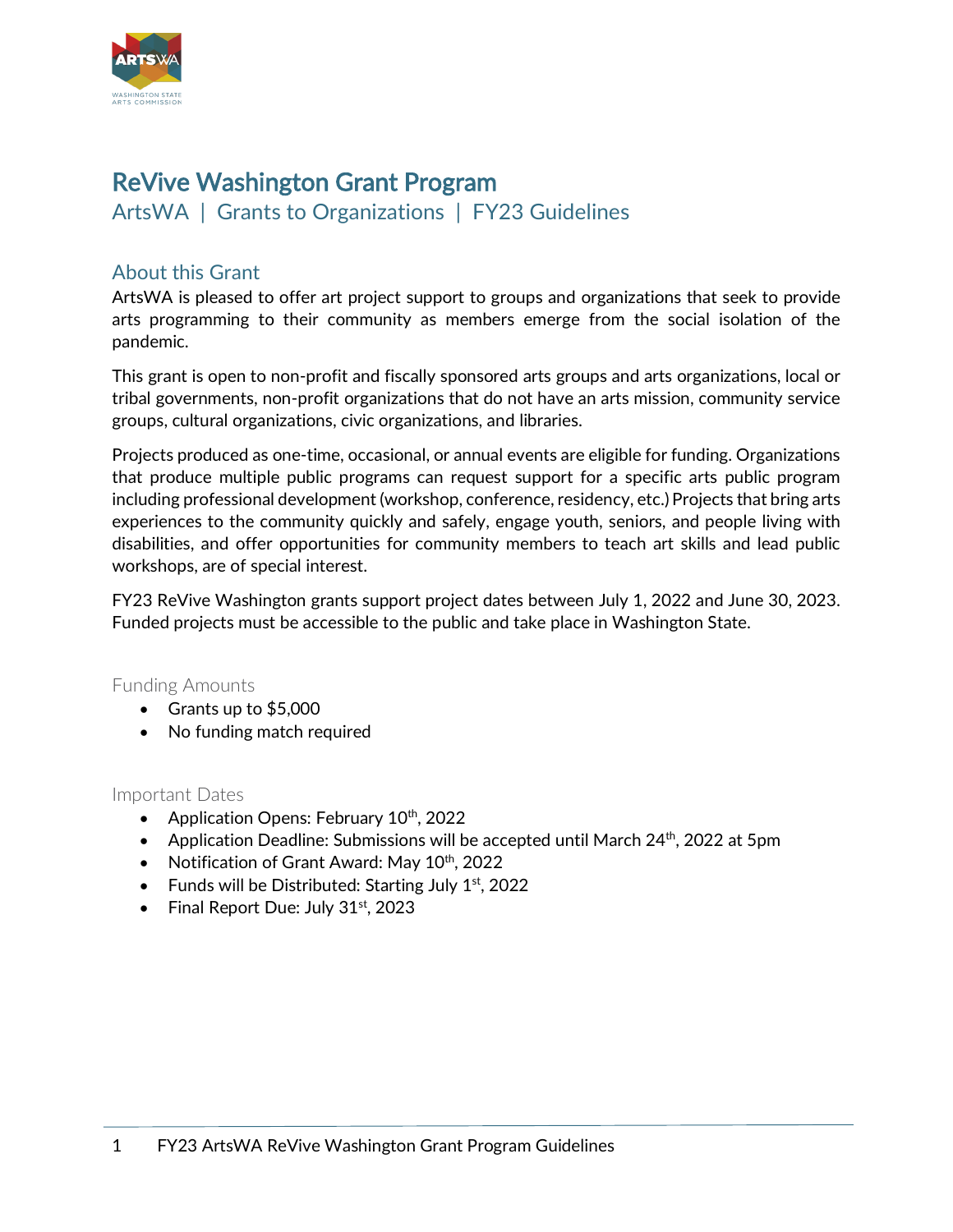# ReVive Washington Grant Program

ArtsWA | Grants to Organizations | FY23 Guidelines

## About this Grant

ArtsWA is pleased to offer art project support to groups and organizations that seek to provide arts programming to their community as members emerge from the social isolation of the pandemic.

This grant is open to non-profit and fiscally sponsored arts groups and arts organizations, local or tribal governments, non-profit organizations that do not have an arts mission, community service groups, cultural organizations, civic organizations, and libraries.

Projects produced as one-time, occasional, or annual events are eligible for funding. Organizations that produce multiple public programs can request support for a specific arts public program including professional development (workshop, conference, residency, etc.) Projects that bring arts experiences to the community quickly and safely, engage youth, seniors, and people living with disabilities, and offer opportunities for community members to teach art skills and lead public workshops, are of special interest.

FY23 ReVive Washington grants support project dates between July 1, 2022 and June 30, 2023. Funded projects must be accessible to the public and take place in Washington State.

### Funding Amounts

- Grants up to $5,000
- No funding match required

### Important Dates

- Application Opens: February 10th, 2022
- Application Deadline: Submissions will be accepted until March 24th, 2022 at 5pm
- Notification of Grant Award: May 10th, 2022
- Funds will be Distributed: Starting July 1st, 2022
- Final Report Due: July 31st, 2023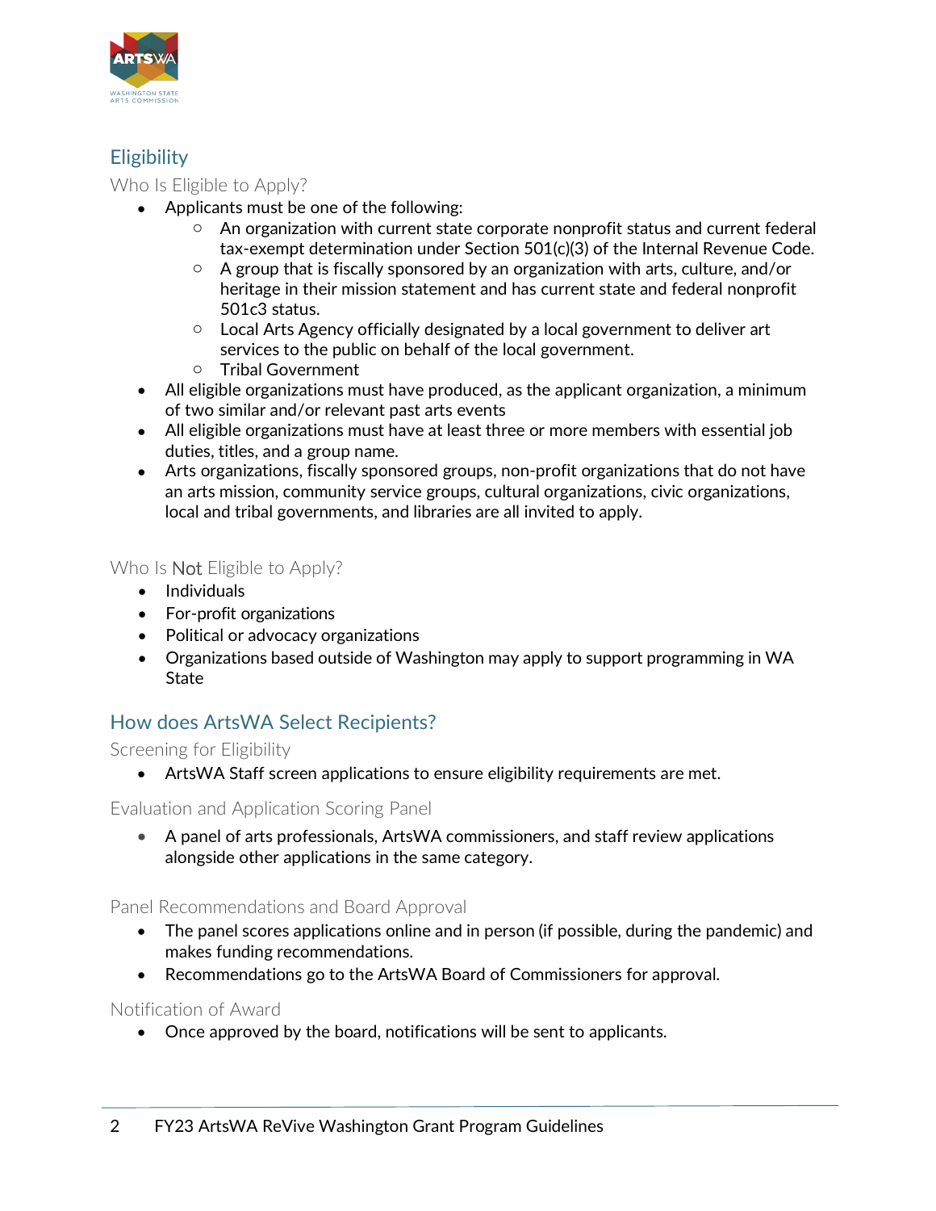## Eligibility

### Who Is Eligible to Apply?

- Applicants must be one of the following:
  - An organization with current state corporate nonprofit status and current federal tax-exempt determination under Section 501(c)(3) of the Internal Revenue Code.
  - A group that is fiscally sponsored by an organization with arts, culture, and/or heritage in their mission statement and has current state and federal nonprofit 501c3 status.
  - Local Arts Agency officially designated by a local government to deliver art services to the public on behalf of the local government.
  - Tribal Government
- All eligible organizations must have produced, as the applicant organization, a minimum of two similar and/or relevant past arts events
- All eligible organizations must have at least three or more members with essential job duties, titles, and a group name.
- Arts organizations, fiscally sponsored groups, non-profit organizations that do not have an arts mission, community service groups, cultural organizations, civic organizations, local and tribal governments, and libraries are all invited to apply.

### Who Is Not Eligible to Apply?

- Individuals
- For-profit organizations
- Political or advocacy organizations
- Organizations based outside of Washington may apply to support programming in WA State

## How does ArtsWA Select Recipients?

### Screening for Eligibility

- ArtsWA Staff screen applications to ensure eligibility requirements are met.

### Evaluation and Application Scoring Panel

- A panel of arts professionals, ArtsWA commissioners, and staff review applications alongside other applications in the same category.

### Panel Recommendations and Board Approval

- The panel scores applications online and in person (if possible, during the pandemic) and makes funding recommendations.
- Recommendations go to the ArtsWA Board of Commissioners for approval.

### Notification of Award

- Once approved by the board, notifications will be sent to applicants.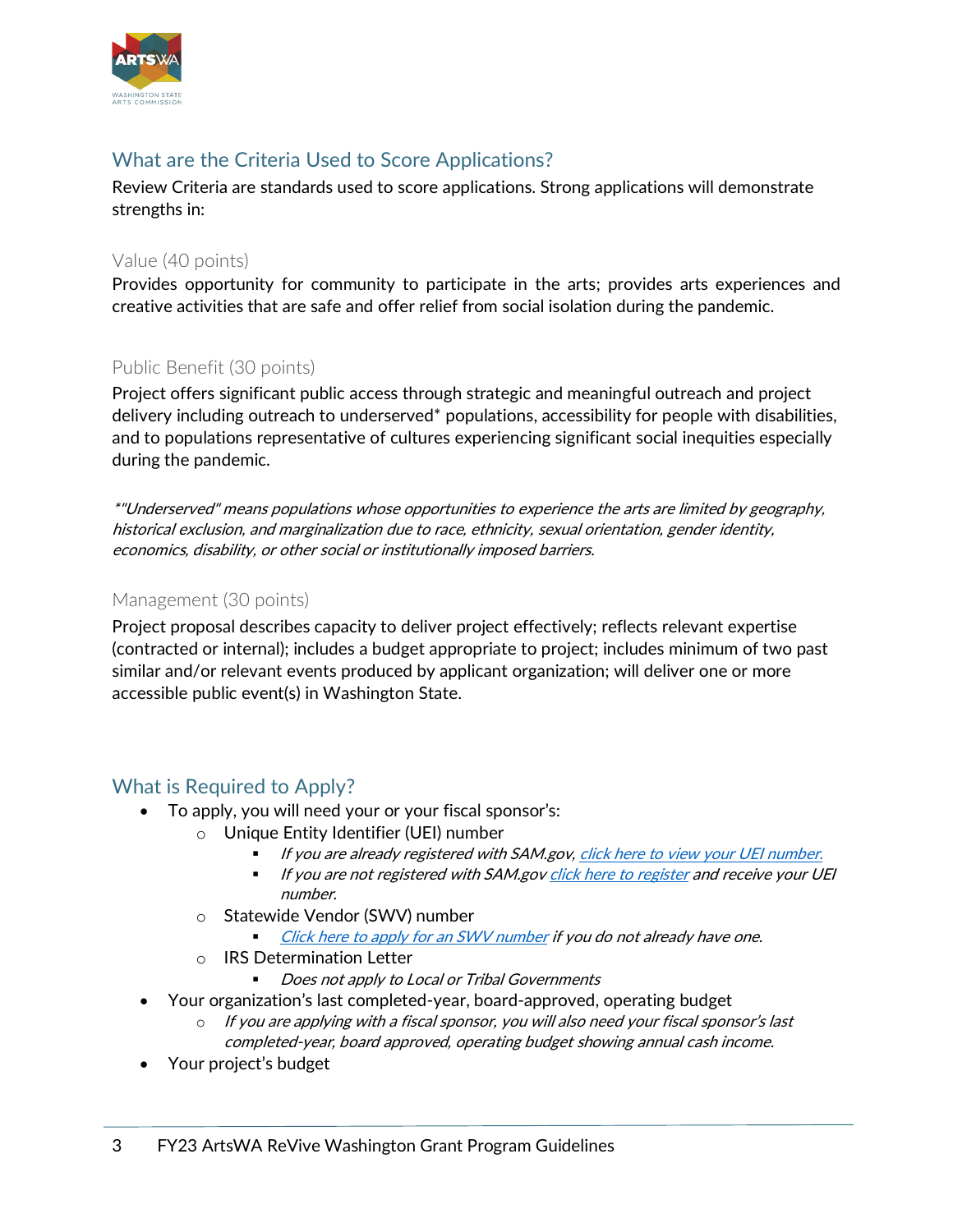## What are the Criteria Used to Score Applications?

Review Criteria are standards used to score applications. Strong applications will demonstrate strengths in:

### Value (40 points)

Provides opportunity for community to participate in the arts; provides arts experiences and creative activities that are safe and offer relief from social isolation during the pandemic.

### Public Benefit (30 points)

Project offers significant public access through strategic and meaningful outreach and project delivery including outreach to underserved* populations, accessibility for people with disabilities, and to populations representative of cultures experiencing significant social inequities especially during the pandemic.

*\*"Underserved" means populations whose opportunities to experience the arts are limited by geography, historical exclusion, and marginalization due to race, ethnicity, sexual orientation, gender identity, economics, disability, or other social or institutionally imposed barriers.*

### Management (30 points)

Project proposal describes capacity to deliver project effectively; reflects relevant expertise (contracted or internal); includes a budget appropriate to project; includes minimum of two past similar and/or relevant events produced by applicant organization; will deliver one or more accessible public event(s) in Washington State.

## What is Required to Apply?

- To apply, you will need your or your fiscal sponsor's:
  - Unique Entity Identifier (UEI) number
    - *If you are already registered with SAM.gov, click here to view your UEI number.*
    - *If you are not registered with SAM.gov click here to register and receive your UEI number.*
  - Statewide Vendor (SWV) number
    - *Click here to apply for an SWV number if you do not already have one.*
  - IRS Determination Letter
    - *Does not apply to Local or Tribal Governments*
- Your organization's last completed-year, board-approved, operating budget
  - *If you are applying with a fiscal sponsor, you will also need your fiscal sponsor's last completed-year, board approved, operating budget showing annual cash income.*
- Your project's budget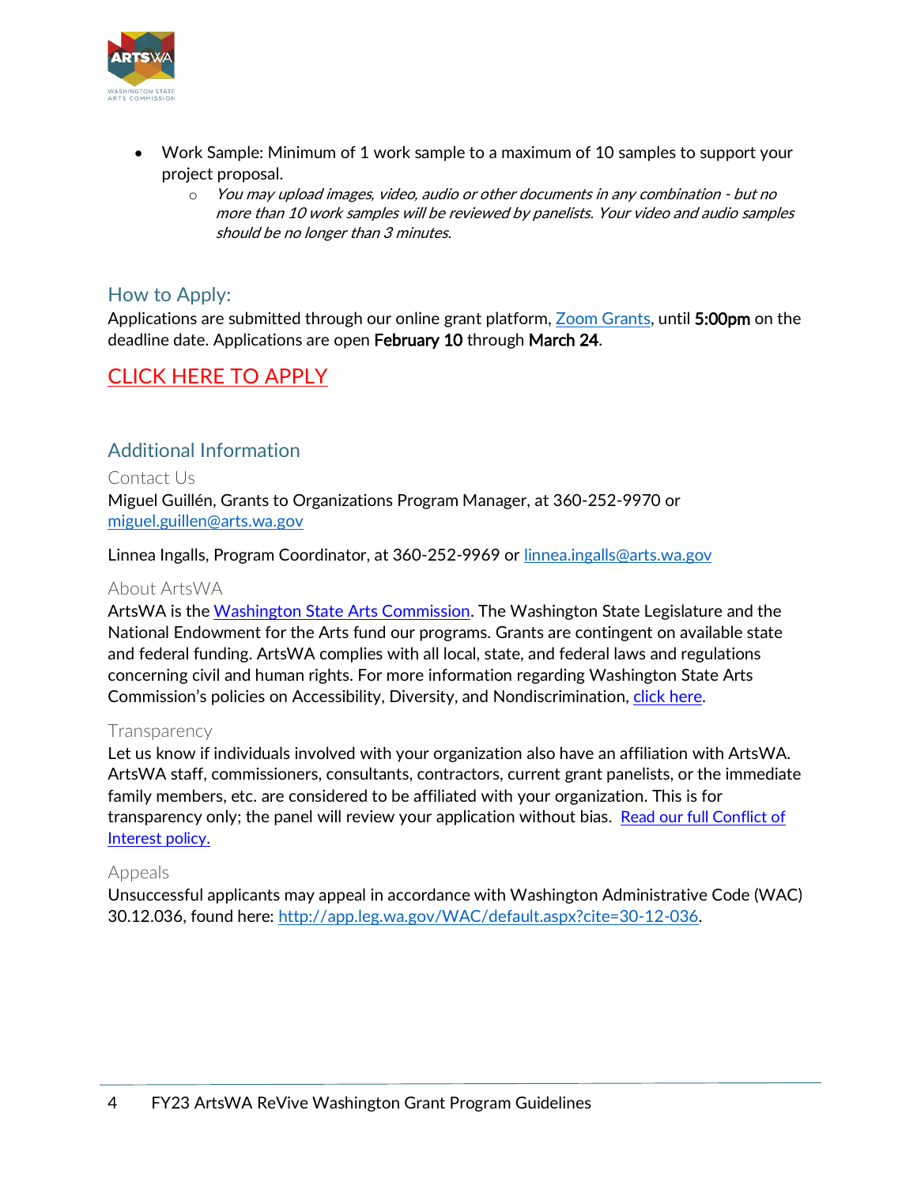- Work Sample: Minimum of 1 work sample to a maximum of 10 samples to support your project proposal.
  - *You may upload images, video, audio or other documents in any combination - but no more than 10 work samples will be reviewed by panelists. Your video and audio samples should be no longer than 3 minutes.*

## How to Apply:

Applications are submitted through our online grant platform, [Zoom Grants](), until **5:00pm** on the deadline date. Applications are open **February 10** through **March 24**.

[CLICK HERE TO APPLY]()

## Additional Information

### Contact Us

Miguel Guillén, Grants to Organizations Program Manager, at 360-252-9970 or [miguel.guillen@arts.wa.gov](mailto:miguel.guillen@arts.wa.gov)

Linnea Ingalls, Program Coordinator, at 360-252-9969 or [linnea.ingalls@arts.wa.gov](mailto:linnea.ingalls@arts.wa.gov)

### About ArtsWA

ArtsWA is the [Washington State Arts Commission](). The Washington State Legislature and the National Endowment for the Arts fund our programs. Grants are contingent on available state and federal funding. ArtsWA complies with all local, state, and federal laws and regulations concerning civil and human rights. For more information regarding Washington State Arts Commission's policies on Accessibility, Diversity, and Nondiscrimination, [click here]().

### Transparency

Let us know if individuals involved with your organization also have an affiliation with ArtsWA. ArtsWA staff, commissioners, consultants, contractors, current grant panelists, or the immediate family members, etc. are considered to be affiliated with your organization. This is for transparency only; the panel will review your application without bias. [Read our full Conflict of Interest policy.]()

### Appeals

Unsuccessful applicants may appeal in accordance with Washington Administrative Code (WAC) 30.12.036, found here: [http://app.leg.wa.gov/WAC/default.aspx?cite=30-12-036](http://app.leg.wa.gov/WAC/default.aspx?cite=30-12-036).